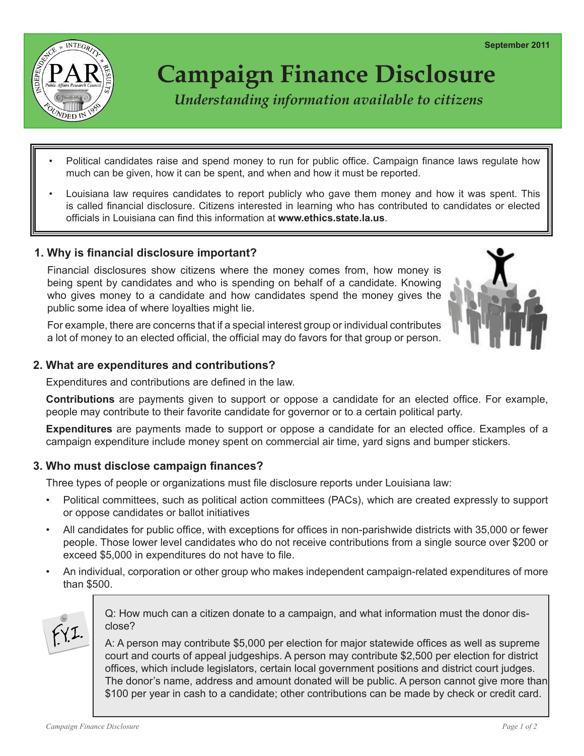September 2011

# Campaign Finance Disclosure

*Understanding information available to citizens*

- Political candidates raise and spend money to run for public office. Campaign finance laws regulate how much can be given, how it can be spent, and when and how it must be reported.
- Louisiana law requires candidates to report publicly who gave them money and how it was spent. This is called financial disclosure. Citizens interested in learning who has contributed to candidates or elected officials in Louisiana can find this information at **www.ethics.state.la.us**.

## 1. Why is financial disclosure important?

Financial disclosures show citizens where the money comes from, how money is being spent by candidates and who is spending on behalf of a candidate. Knowing who gives money to a candidate and how candidates spend the money gives the public some idea of where loyalties might lie.

For example, there are concerns that if a special interest group or individual contributes a lot of money to an elected official, the official may do favors for that group or person.

## 2. What are expenditures and contributions?

Expenditures and contributions are defined in the law.

**Contributions** are payments given to support or oppose a candidate for an elected office. For example, people may contribute to their favorite candidate for governor or to a certain political party.

**Expenditures** are payments made to support or oppose a candidate for an elected office. Examples of a campaign expenditure include money spent on commercial air time, yard signs and bumper stickers.

## 3. Who must disclose campaign finances?

Three types of people or organizations must file disclosure reports under Louisiana law:

- Political committees, such as political action committees (PACs), which are created expressly to support or oppose candidates or ballot initiatives
- All candidates for public office, with exceptions for offices in non-parishwide districts with 35,000 or fewer people. Those lower level candidates who do not receive contributions from a single source over $200 or exceed $5,000 in expenditures do not have to file.
- An individual, corporation or other group who makes independent campaign-related expenditures of more than $500.

F.Y.I.

Q: How much can a citizen donate to a campaign, and what information must the donor disclose?

A: A person may contribute $5,000 per election for major statewide offices as well as supreme court and courts of appeal judgeships. A person may contribute $2,500 per election for district offices, which include legislators, certain local government positions and district court judges. The donor's name, address and amount donated will be public. A person cannot give more than $100 per year in cash to a candidate; other contributions can be made by check or credit card.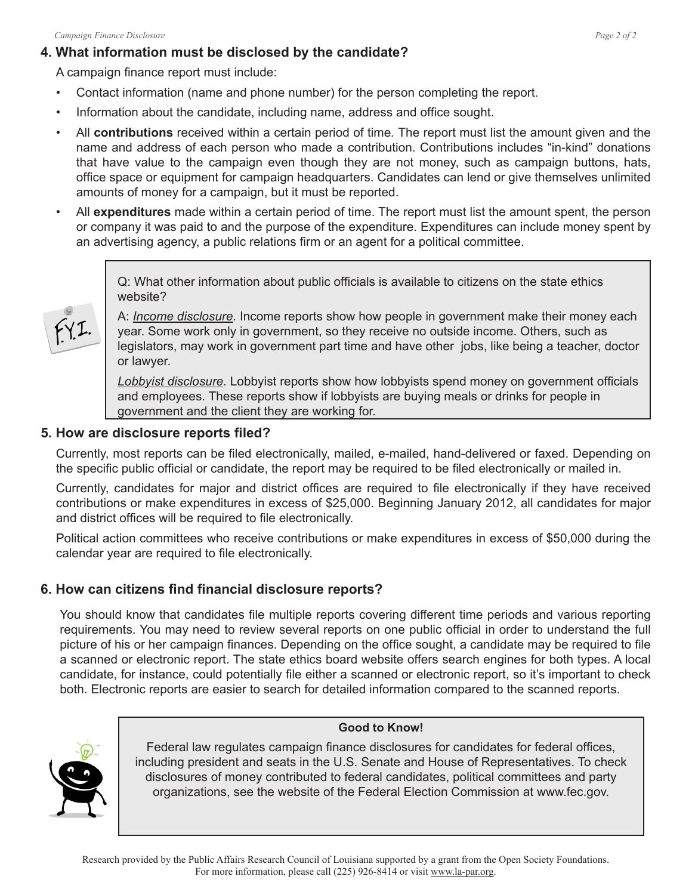## 4. What information must be disclosed by the candidate?

A campaign finance report must include:

- Contact information (name and phone number) for the person completing the report.
- Information about the candidate, including name, address and office sought.
- All **contributions** received within a certain period of time. The report must list the amount given and the name and address of each person who made a contribution. Contributions includes "in-kind" donations that have value to the campaign even though they are not money, such as campaign buttons, hats, office space or equipment for campaign headquarters. Candidates can lend or give themselves unlimited amounts of money for a campaign, but it must be reported.
- All **expenditures** made within a certain period of time. The report must list the amount spent, the person or company it was paid to and the purpose of the expenditure. Expenditures can include money spent by an advertising agency, a public relations firm or an agent for a political committee.

F.Y.I.

Q: What other information about public officials is available to citizens on the state ethics website?

A: *Income disclosure.* Income reports show how people in government make their money each year. Some work only in government, so they receive no outside income. Others, such as legislators, may work in government part time and have other jobs, like being a teacher, doctor or lawyer.

*Lobbyist disclosure.* Lobbyist reports show how lobbyists spend money on government officials and employees. These reports show if lobbyists are buying meals or drinks for people in government and the client they are working for.

## 5. How are disclosure reports filed?

Currently, most reports can be filed electronically, mailed, e-mailed, hand-delivered or faxed. Depending on the specific public official or candidate, the report may be required to be filed electronically or mailed in.

Currently, candidates for major and district offices are required to file electronically if they have received contributions or make expenditures in excess of $25,000. Beginning January 2012, all candidates for major and district offices will be required to file electronically.

Political action committees who receive contributions or make expenditures in excess of $50,000 during the calendar year are required to file electronically.

## 6. How can citizens find financial disclosure reports?

You should know that candidates file multiple reports covering different time periods and various reporting requirements. You may need to review several reports on one public official in order to understand the full picture of his or her campaign finances. Depending on the office sought, a candidate may be required to file a scanned or electronic report. The state ethics board website offers search engines for both types. A local candidate, for instance, could potentially file either a scanned or electronic report, so it's important to check both. Electronic reports are easier to search for detailed information compared to the scanned reports.

**Good to Know!**

Federal law regulates campaign finance disclosures for candidates for federal offices, including president and seats in the U.S. Senate and House of Representatives. To check disclosures of money contributed to federal candidates, political committees and party organizations, see the website of the Federal Election Commission at www.fec.gov.

Research provided by the Public Affairs Research Council of Louisiana supported by a grant from the Open Society Foundations. For more information, please call (225) 926-8414 or visit www.la-par.org.